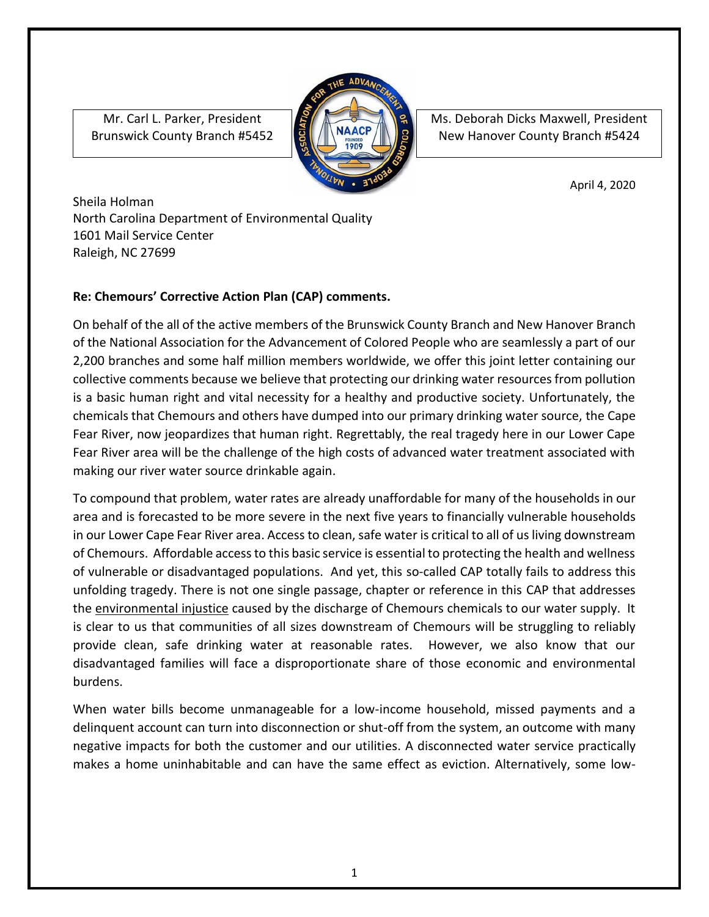Mr. Carl L. Parker, President
Brunswick County Branch #5452

Ms. Deborah Dicks Maxwell, President
New Hanover County Branch #5424

April 4, 2020

Sheila Holman
North Carolina Department of Environmental Quality
1601 Mail Service Center
Raleigh, NC 27699

**Re: Chemours' Corrective Action Plan (CAP) comments.**

On behalf of the all of the active members of the Brunswick County Branch and New Hanover Branch of the National Association for the Advancement of Colored People who are seamlessly a part of our 2,200 branches and some half million members worldwide, we offer this joint letter containing our collective comments because we believe that protecting our drinking water resources from pollution is a basic human right and vital necessity for a healthy and productive society. Unfortunately, the chemicals that Chemours and others have dumped into our primary drinking water source, the Cape Fear River, now jeopardizes that human right. Regrettably, the real tragedy here in our Lower Cape Fear River area will be the challenge of the high costs of advanced water treatment associated with making our river water source drinkable again.

To compound that problem, water rates are already unaffordable for many of the households in our area and is forecasted to be more severe in the next five years to financially vulnerable households in our Lower Cape Fear River area. Access to clean, safe water is critical to all of us living downstream of Chemours. Affordable access to this basic service is essential to protecting the health and wellness of vulnerable or disadvantaged populations. And yet, this so-called CAP totally fails to address this unfolding tragedy. There is not one single passage, chapter or reference in this CAP that addresses the environmental injustice caused by the discharge of Chemours chemicals to our water supply. It is clear to us that communities of all sizes downstream of Chemours will be struggling to reliably provide clean, safe drinking water at reasonable rates. However, we also know that our disadvantaged families will face a disproportionate share of those economic and environmental burdens.

When water bills become unmanageable for a low-income household, missed payments and a delinquent account can turn into disconnection or shut-off from the system, an outcome with many negative impacts for both the customer and our utilities. A disconnected water service practically makes a home uninhabitable and can have the same effect as eviction. Alternatively, some low-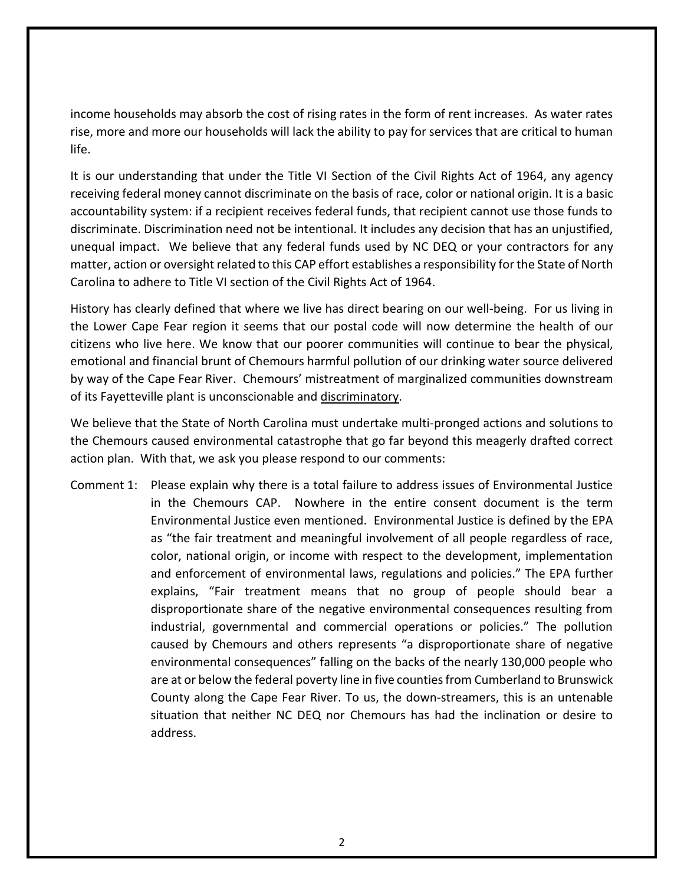income households may absorb the cost of rising rates in the form of rent increases. As water rates rise, more and more our households will lack the ability to pay for services that are critical to human life.

It is our understanding that under the Title VI Section of the Civil Rights Act of 1964, any agency receiving federal money cannot discriminate on the basis of race, color or national origin. It is a basic accountability system: if a recipient receives federal funds, that recipient cannot use those funds to discriminate. Discrimination need not be intentional. It includes any decision that has an unjustified, unequal impact. We believe that any federal funds used by NC DEQ or your contractors for any matter, action or oversight related to this CAP effort establishes a responsibility for the State of North Carolina to adhere to Title VI section of the Civil Rights Act of 1964.

History has clearly defined that where we live has direct bearing on our well-being. For us living in the Lower Cape Fear region it seems that our postal code will now determine the health of our citizens who live here. We know that our poorer communities will continue to bear the physical, emotional and financial brunt of Chemours harmful pollution of our drinking water source delivered by way of the Cape Fear River. Chemours' mistreatment of marginalized communities downstream of its Fayetteville plant is unconscionable and <u>discriminatory</u>.

We believe that the State of North Carolina must undertake multi-pronged actions and solutions to the Chemours caused environmental catastrophe that go far beyond this meagerly drafted correct action plan. With that, we ask you please respond to our comments:

Comment 1: Please explain why there is a total failure to address issues of Environmental Justice in the Chemours CAP. Nowhere in the entire consent document is the term Environmental Justice even mentioned. Environmental Justice is defined by the EPA as "the fair treatment and meaningful involvement of all people regardless of race, color, national origin, or income with respect to the development, implementation and enforcement of environmental laws, regulations and policies." The EPA further explains, "Fair treatment means that no group of people should bear a disproportionate share of the negative environmental consequences resulting from industrial, governmental and commercial operations or policies." The pollution caused by Chemours and others represents "a disproportionate share of negative environmental consequences" falling on the backs of the nearly 130,000 people who are at or below the federal poverty line in five counties from Cumberland to Brunswick County along the Cape Fear River. To us, the down-streamers, this is an untenable situation that neither NC DEQ nor Chemours has had the inclination or desire to address.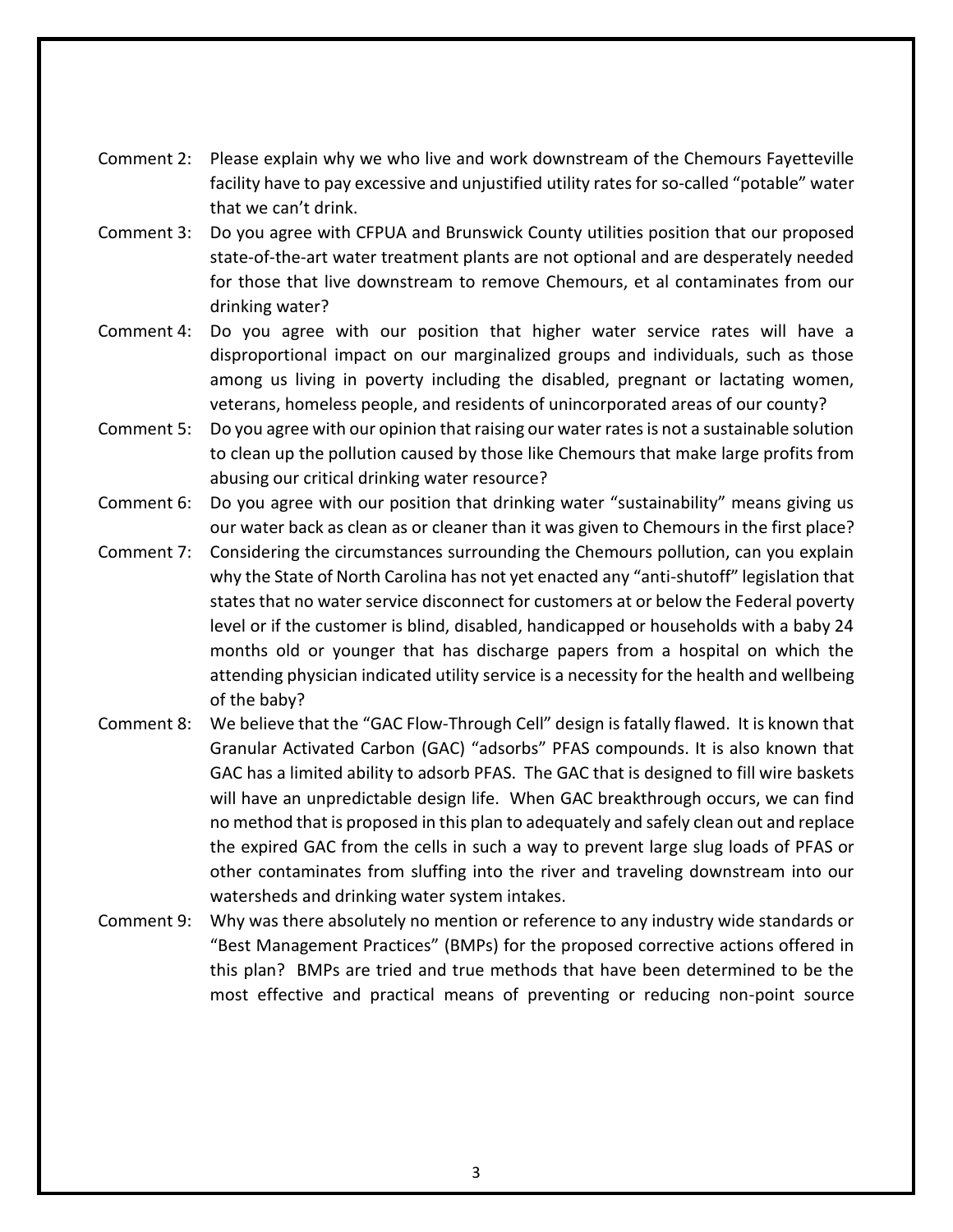Comment 2: Please explain why we who live and work downstream of the Chemours Fayetteville facility have to pay excessive and unjustified utility rates for so-called "potable" water that we can't drink.

Comment 3: Do you agree with CFPUA and Brunswick County utilities position that our proposed state-of-the-art water treatment plants are not optional and are desperately needed for those that live downstream to remove Chemours, et al contaminates from our drinking water?

Comment 4: Do you agree with our position that higher water service rates will have a disproportional impact on our marginalized groups and individuals, such as those among us living in poverty including the disabled, pregnant or lactating women, veterans, homeless people, and residents of unincorporated areas of our county?

Comment 5: Do you agree with our opinion that raising our water rates is not a sustainable solution to clean up the pollution caused by those like Chemours that make large profits from abusing our critical drinking water resource?

Comment 6: Do you agree with our position that drinking water "sustainability" means giving us our water back as clean as or cleaner than it was given to Chemours in the first place?

Comment 7: Considering the circumstances surrounding the Chemours pollution, can you explain why the State of North Carolina has not yet enacted any "anti-shutoff" legislation that states that no water service disconnect for customers at or below the Federal poverty level or if the customer is blind, disabled, handicapped or households with a baby 24 months old or younger that has discharge papers from a hospital on which the attending physician indicated utility service is a necessity for the health and wellbeing of the baby?

Comment 8: We believe that the "GAC Flow-Through Cell" design is fatally flawed. It is known that Granular Activated Carbon (GAC) "adsorbs" PFAS compounds. It is also known that GAC has a limited ability to adsorb PFAS. The GAC that is designed to fill wire baskets will have an unpredictable design life. When GAC breakthrough occurs, we can find no method that is proposed in this plan to adequately and safely clean out and replace the expired GAC from the cells in such a way to prevent large slug loads of PFAS or other contaminates from sluffing into the river and traveling downstream into our watersheds and drinking water system intakes.

Comment 9: Why was there absolutely no mention or reference to any industry wide standards or "Best Management Practices" (BMPs) for the proposed corrective actions offered in this plan? BMPs are tried and true methods that have been determined to be the most effective and practical means of preventing or reducing non-point source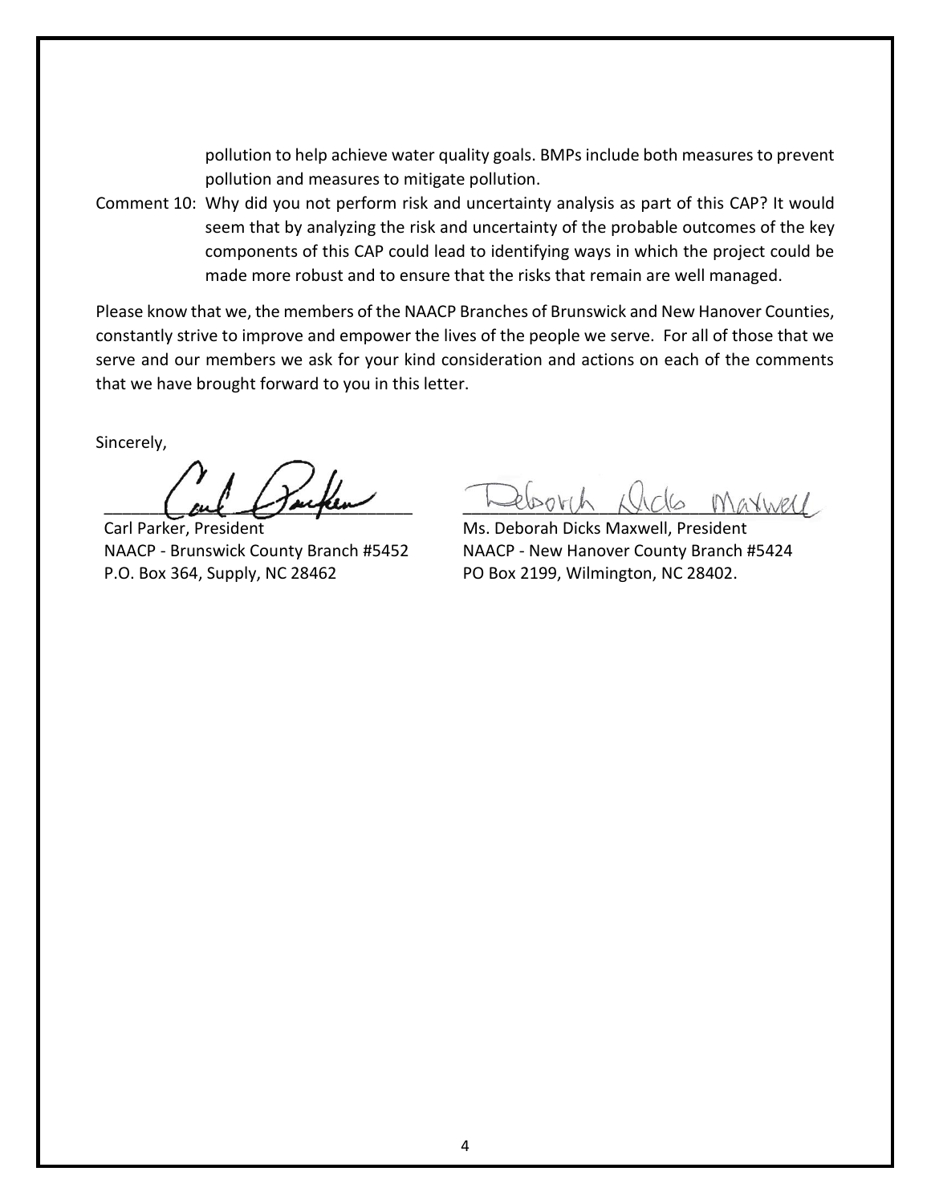pollution to help achieve water quality goals. BMPs include both measures to prevent pollution and measures to mitigate pollution.

Comment 10: Why did you not perform risk and uncertainty analysis as part of this CAP? It would seem that by analyzing the risk and uncertainty of the probable outcomes of the key components of this CAP could lead to identifying ways in which the project could be made more robust and to ensure that the risks that remain are well managed.

Please know that we, the members of the NAACP Branches of Brunswick and New Hanover Counties, constantly strive to improve and empower the lives of the people we serve. For all of those that we serve and our members we ask for your kind consideration and actions on each of the comments that we have brought forward to you in this letter.

Sincerely,

Carl Parker, President
NAACP - Brunswick County Branch #5452
P.O. Box 364, Supply, NC 28462

Ms. Deborah Dicks Maxwell, President
NAACP - New Hanover County Branch #5424
PO Box 2199, Wilmington, NC 28402.